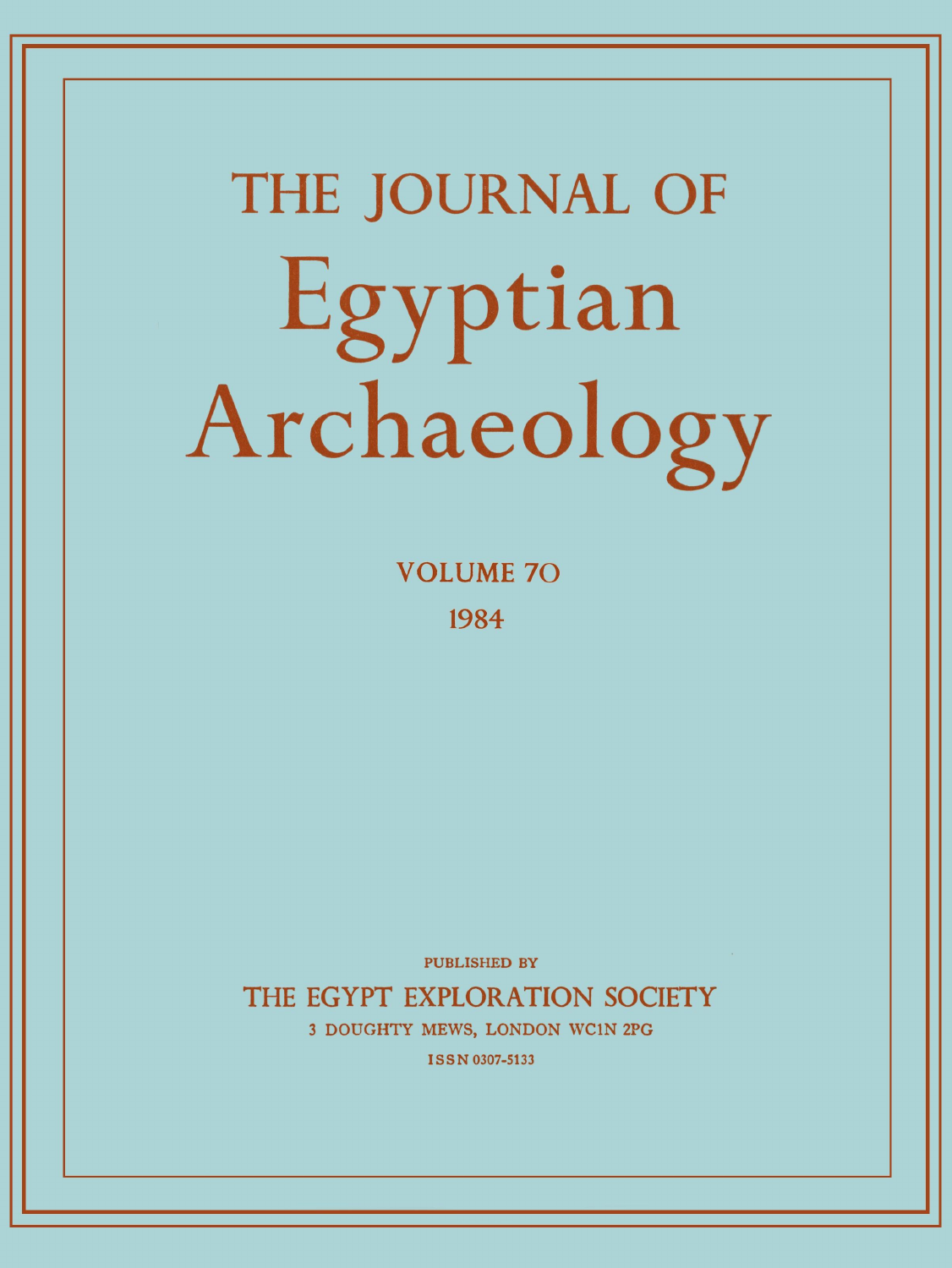# THE JOURNAL OF Egyptian Archaeology

VOLUME 70

1984

PUBLISHED BY

THE EGYPT EXPLORATION SOCIETY

3 DOUGHTY MEWS, LONDON WC1N 2PG

ISSN 0307-5133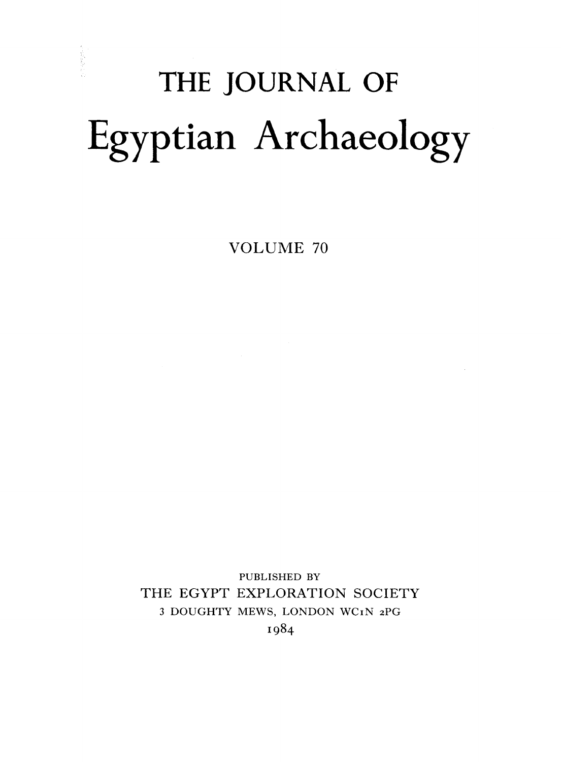# THE JOURNAL OF

# Egyptian Archaeology

VOLUME 70

PUBLISHED BY
THE EGYPT EXPLORATION SOCIETY
3 DOUGHTY MEWS, LONDON WC1N 2PG
1984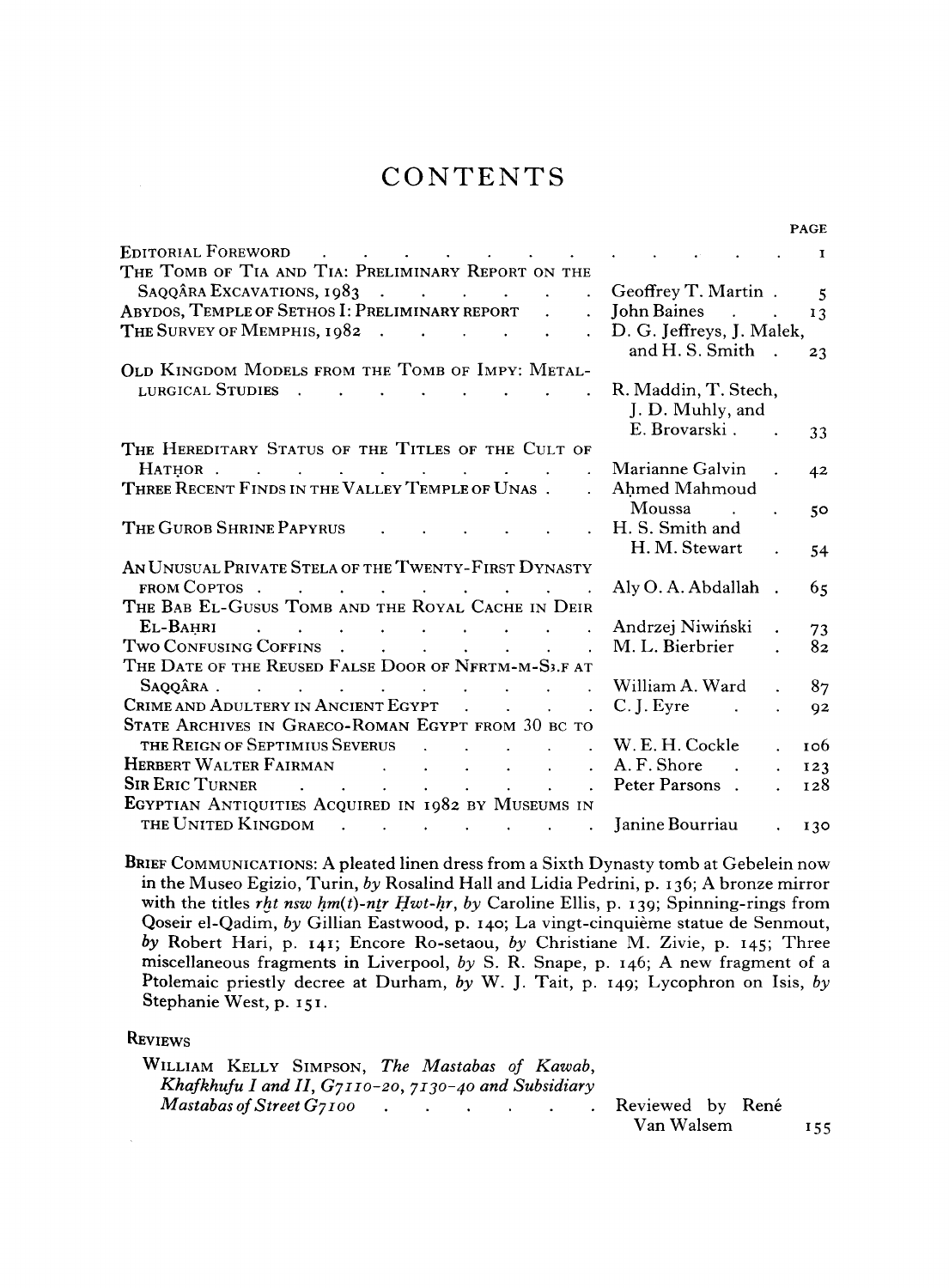# CONTENTS

| | | PAGE |
|---|---|---|
| EDITORIAL FOREWORD | | 1 |
| THE TOMB OF TIA AND TIA: PRELIMINARY REPORT ON THE SAQQÂRA EXCAVATIONS, 1983 | Geoffrey T. Martin | 5 |
| ABYDOS, TEMPLE OF SETHOS I: PRELIMINARY REPORT | John Baines | 13 |
| THE SURVEY OF MEMPHIS, 1982 | D. G. Jeffreys, J. Malek, and H. S. Smith | 23 |
| OLD KINGDOM MODELS FROM THE TOMB OF IMPY: METALLURGICAL STUDIES | R. Maddin, T. Stech, J. D. Muhly, and E. Brovarski | 33 |
| THE HEREDITARY STATUS OF THE TITLES OF THE CULT OF HATḤOR | Marianne Galvin | 42 |
| THREE RECENT FINDS IN THE VALLEY TEMPLE OF UNAS | Aḥmed Mahmoud Moussa | 50 |
| THE GUROB SHRINE PAPYRUS | H. S. Smith and H. M. Stewart | 54 |
| AN UNUSUAL PRIVATE STELA OF THE TWENTY-FIRST DYNASTY FROM COPTOS | Aly O. A. Abdallah | 65 |
| THE BAB EL-GUSUS TOMB AND THE ROYAL CACHE IN DEIR EL-BAḤRI | Andrzej Niwiński | 73 |
| TWO CONFUSING COFFINS | M. L. Bierbrier | 82 |
| THE DATE OF THE REUSED FALSE DOOR OF NFRTM-M-SꜢ.F AT SAQQÂRA | William A. Ward | 87 |
| CRIME AND ADULTERY IN ANCIENT EGYPT | C. J. Eyre | 92 |
| STATE ARCHIVES IN GRAECO-ROMAN EGYPT FROM 30 BC TO THE REIGN OF SEPTIMIUS SEVERUS | W. E. H. Cockle | 106 |
| HERBERT WALTER FAIRMAN | A. F. Shore | 123 |
| SIR ERIC TURNER | Peter Parsons | 128 |
| EGYPTIAN ANTIQUITIES ACQUIRED IN 1982 BY MUSEUMS IN THE UNITED KINGDOM | Janine Bourriau | 130 |

**BRIEF COMMUNICATIONS:** A pleated linen dress from a Sixth Dynasty tomb at Gebelein now in the Museo Egizio, Turin, *by* Rosalind Hall and Lidia Pedrini, p. 136; A bronze mirror with the titles *rḫt nsw ḥm(t)-nṯr Ḥwt-ḥr*, *by* Caroline Ellis, p. 139; Spinning-rings from Qoseir el-Qadim, *by* Gillian Eastwood, p. 140; La vingt-cinquième statue de Senmout, *by* Robert Hari, p. 141; Encore Ro-setaou, *by* Christiane M. Zivie, p. 145; Three miscellaneous fragments in Liverpool, *by* S. R. Snape, p. 146; A new fragment of a Ptolemaic priestly decree at Durham, *by* W. J. Tait, p. 149; Lycophron on Isis, *by* Stephanie West, p. 151.

**REVIEWS**

| | | |
|---|---|---|
| WILLIAM KELLY SIMPSON, *The Mastabas of Kawab, Khafkhufu I and II, G7110-20, 7130-40 and Subsidiary Mastabas of Street G7100* | Reviewed by René Van Walsem | 155 |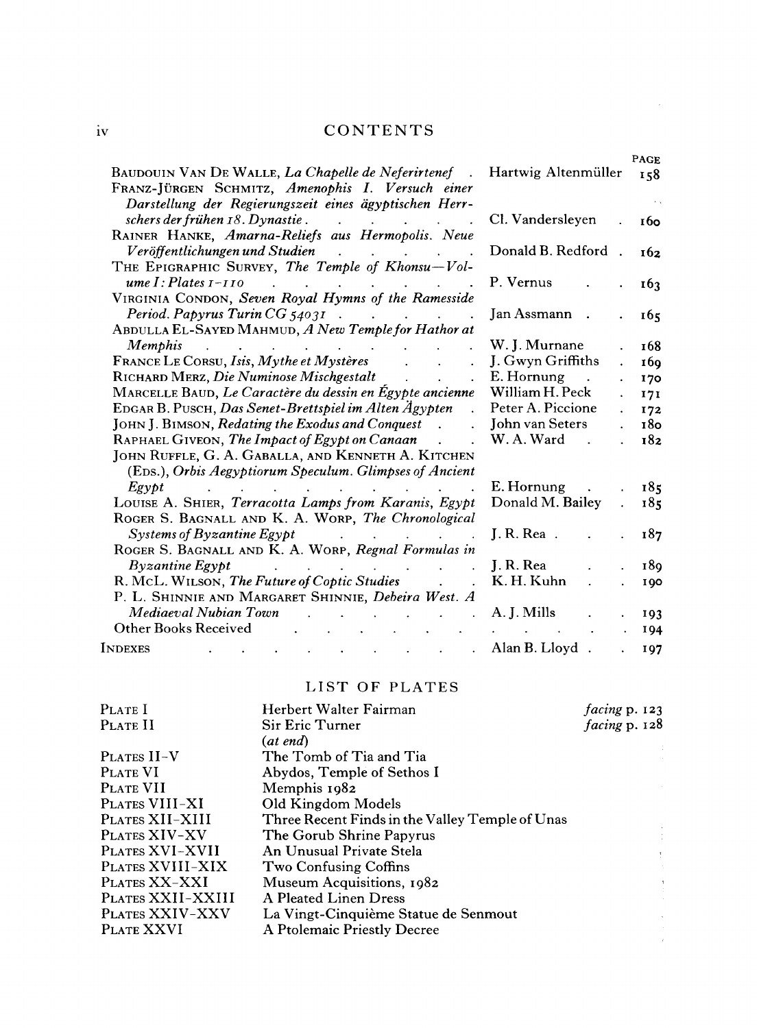## CONTENTS

| | | PAGE |
|---|---|---|
| BAUDOUIN VAN DE WALLE, *La Chapelle de Neferirtenef* | Hartwig Altenmüller | 158 |
| FRANZ-JÜRGEN SCHMITZ, *Amenophis I. Versuch einer Darstellung der Regierungszeit eines ägyptischen Herrschers der frühen 18. Dynastie* | Cl. Vandersleyen | 160 |
| RAINER HANKE, *Amarna-Reliefs aus Hermopolis. Neue Veröffentlichungen und Studien* | Donald B. Redford | 162 |
| THE EPIGRAPHIC SURVEY, *The Temple of Khonsu—Volume I: Plates 1–110* | P. Vernus | 163 |
| VIRGINIA CONDON, *Seven Royal Hymns of the Ramesside Period. Papyrus Turin CG 54031* | Jan Assmann | 165 |
| ABDULLA EL-SAYED MAHMUD, *A New Temple for Hathor at Memphis* | W. J. Murnane | 168 |
| FRANCE LE CORSU, *Isis, Mythe et Mystères* | J. Gwyn Griffiths | 169 |
| RICHARD MERZ, *Die Numinose Mischgestalt* | E. Hornung | 170 |
| MARCELLE BAUD, *Le Caractère du dessin en Égypte ancienne* | William H. Peck | 171 |
| EDGAR B. PUSCH, *Das Senet-Brettspiel im Alten Ägypten* | Peter A. Piccione | 172 |
| JOHN J. BIMSON, *Redating the Exodus and Conquest* | John van Seters | 180 |
| RAPHAEL GIVEON, *The Impact of Egypt on Canaan* | W. A. Ward | 182 |
| JOHN RUFFLE, G. A. GABALLA, AND KENNETH A. KITCHEN (EDS.), *Orbis Aegyptiorum Speculum. Glimpses of Ancient Egypt* | E. Hornung | 185 |
| LOUISE A. SHIER, *Terracotta Lamps from Karanis, Egypt* | Donald M. Bailey | 185 |
| ROGER S. BAGNALL AND K. A. WORP, *The Chronological Systems of Byzantine Egypt* | J. R. Rea | 187 |
| ROGER S. BAGNALL AND K. A. WORP, *Regnal Formulas in Byzantine Egypt* | J. R. Rea | 189 |
| R. McL. WILSON, *The Future of Coptic Studies* | K. H. Kuhn | 190 |
| P. L. SHINNIE AND MARGARET SHINNIE, *Debeira West. A Mediaeval Nubian Town* | A. J. Mills | 193 |
| Other Books Received | | 194 |
| INDEXES | Alan B. Lloyd | 197 |

## LIST OF PLATES

| | | |
|---|---|---|
| PLATE I | Herbert Walter Fairman | *facing* p. 123 |
| PLATE II | Sir Eric Turner | *facing* p. 128 |
| | (*at end*) | |
| PLATES II–V | The Tomb of Tia and Tia | |
| PLATE VI | Abydos, Temple of Sethos I | |
| PLATE VII | Memphis 1982 | |
| PLATES VIII–XI | Old Kingdom Models | |
| PLATES XII–XIII | Three Recent Finds in the Valley Temple of Unas | |
| PLATES XIV–XV | The Gorub Shrine Papyrus | |
| PLATES XVI–XVII | An Unusual Private Stela | |
| PLATES XVIII–XIX | Two Confusing Coffins | |
| PLATES XX–XXI | Museum Acquisitions, 1982 | |
| PLATES XXII–XXIII | A Pleated Linen Dress | |
| PLATES XXIV–XXV | La Vingt-Cinquième Statue de Senmout | |
| PLATE XXVI | A Ptolemaic Priestly Decree | |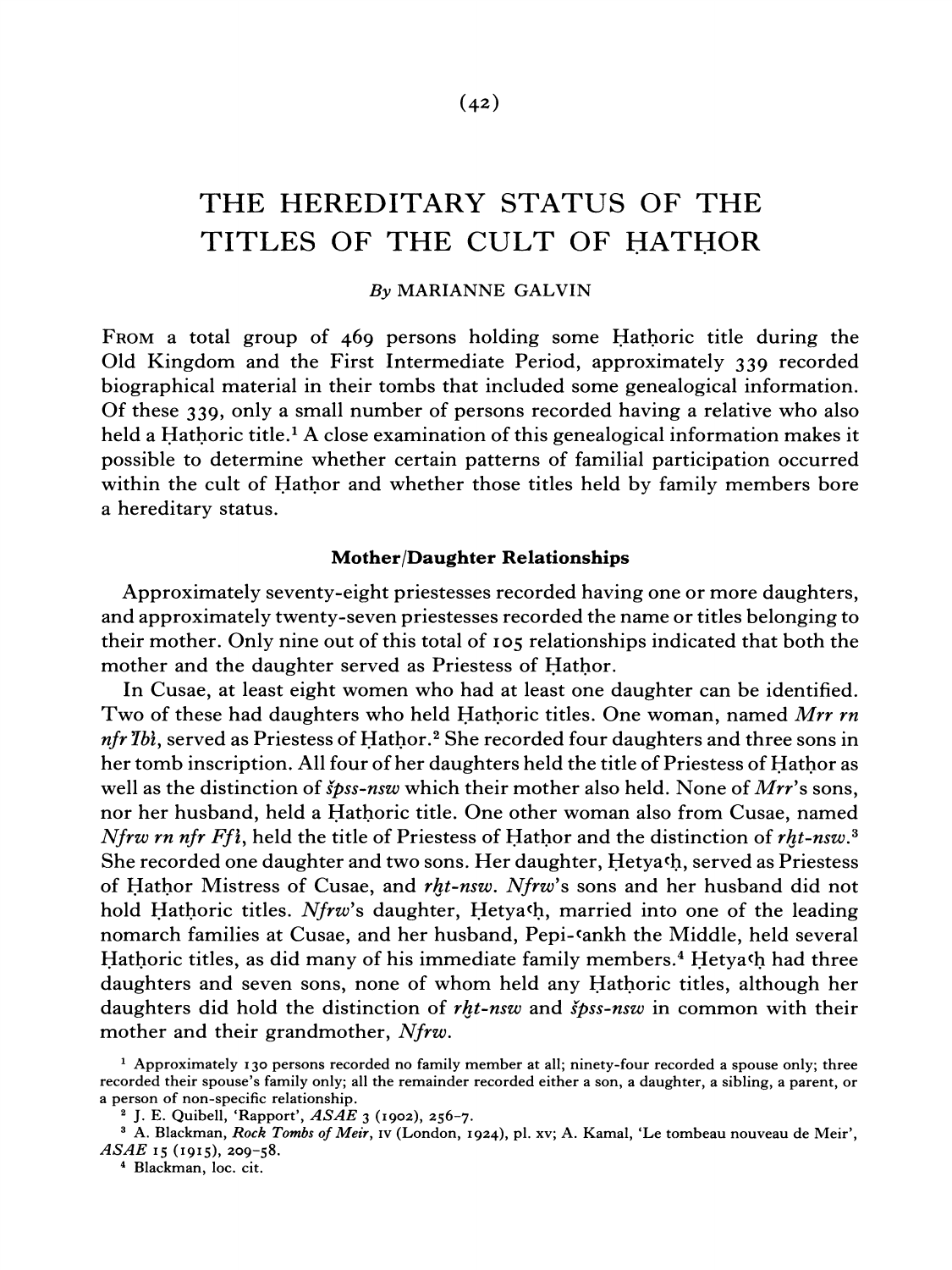# THE HEREDITARY STATUS OF THE TITLES OF THE CULT OF ḤATḤOR

*By* MARIANNE GALVIN

FROM a total group of 469 persons holding some Ḥatḥoric title during the Old Kingdom and the First Intermediate Period, approximately 339 recorded biographical material in their tombs that included some genealogical information. Of these 339, only a small number of persons recorded having a relative who also held a Ḥatḥoric title.[1] A close examination of this genealogical information makes it possible to determine whether certain patterns of familial participation occurred within the cult of Ḥatḥor and whether those titles held by family members bore a hereditary status.

### Mother/Daughter Relationships

Approximately seventy-eight priestesses recorded having one or more daughters, and approximately twenty-seven priestesses recorded the name or titles belonging to their mother. Only nine out of this total of 105 relationships indicated that both the mother and the daughter served as Priestess of Ḥatḥor.

In Cusae, at least eight women who had at least one daughter can be identified. Two of these had daughters who held Ḥatḥoric titles. One woman, named *Mrr rn nfr Ỉbỉ*, served as Priestess of Ḥatḥor.[2] She recorded four daughters and three sons in her tomb inscription. All four of her daughters held the title of Priestess of Ḥatḥor as well as the distinction of *šps-nsw* which their mother also held. None of *Mrr*'s sons, nor her husband, held a Ḥatḥoric title. One other woman also from Cusae, named *Nfrw rn nfr Ffỉ*, held the title of Priestess of Ḥatḥor and the distinction of *rḫt-nsw*.[3] She recorded one daughter and two sons. Her daughter, Ḥetyaʿḥ, served as Priestess of Ḥatḥor Mistress of Cusae, and *rḫt-nsw*. *Nfrw*'s sons and her husband did not hold Ḥatḥoric titles. *Nfrw*'s daughter, Ḥetyaʿḥ, married into one of the leading nomarch families at Cusae, and her husband, Pepi-ʿankh the Middle, held several Ḥatḥoric titles, as did many of his immediate family members.[4] Ḥetyaʿḥ had three daughters and seven sons, none of whom held any Ḥatḥoric titles, although her daughters did hold the distinction of *rḫt-nsw* and *šps-nsw* in common with their mother and their grandmother, *Nfrw*.

[1] Approximately 130 persons recorded no family member at all; ninety-four recorded a spouse only; three recorded their spouse's family only; all the remainder recorded either a son, a daughter, a sibling, a parent, or a person of non-specific relationship.

[2] J. E. Quibell, 'Rapport', *ASAE* 3 (1902), 256–7.

[3] A. Blackman, *Rock Tombs of Meir*, IV (London, 1924), pl. xv; A. Kamal, 'Le tombeau nouveau de Meir', *ASAE* 15 (1915), 209–58.

[4] Blackman, loc. cit.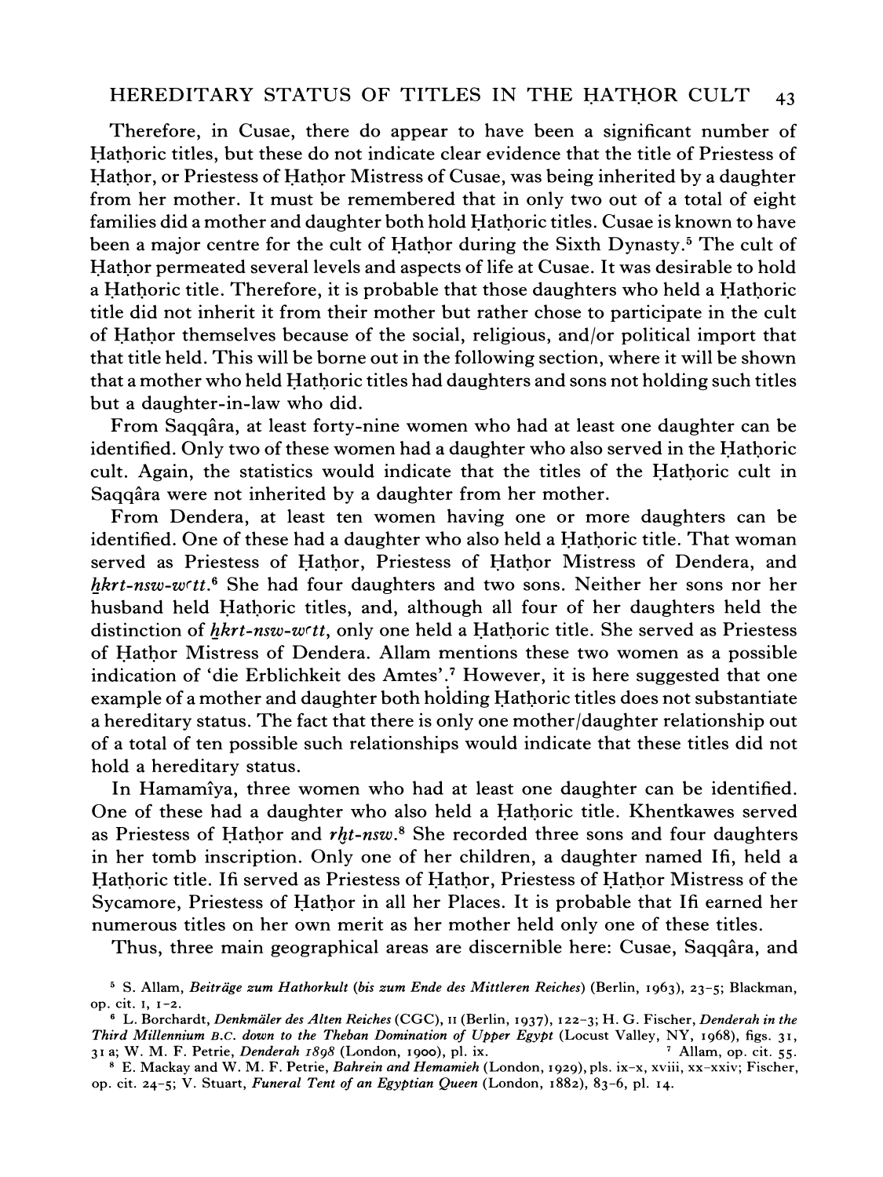Therefore, in Cusae, there do appear to have been a significant number of Ḥatḥoric titles, but these do not indicate clear evidence that the title of Priestess of Ḥatḥor, or Priestess of Ḥatḥor Mistress of Cusae, was being inherited by a daughter from her mother. It must be remembered that in only two out of a total of eight families did a mother and daughter both hold Ḥatḥoric titles. Cusae is known to have been a major centre for the cult of Ḥatḥor during the Sixth Dynasty.[5] The cult of Ḥatḥor permeated several levels and aspects of life at Cusae. It was desirable to hold a Ḥatḥoric title. Therefore, it is probable that those daughters who held a Ḥatḥoric title did not inherit it from their mother but rather chose to participate in the cult of Ḥatḥor themselves because of the social, religious, and/or political import that that title held. This will be borne out in the following section, where it will be shown that a mother who held Ḥatḥoric titles had daughters and sons not holding such titles but a daughter-in-law who did.

From Saqqâra, at least forty-nine women who had at least one daughter can be identified. Only two of these women had a daughter who also served in the Ḥatḥoric cult. Again, the statistics would indicate that the titles of the Ḥatḥoric cult in Saqqâra were not inherited by a daughter from her mother.

From Dendera, at least ten women having one or more daughters can be identified. One of these had a daughter who also held a Ḥatḥoric title. That woman served as Priestess of Ḥatḥor, Priestess of Ḥatḥor Mistress of Dendera, and *ḫkrt-nsw-wꜥtt*.[6] She had four daughters and two sons. Neither her sons nor her husband held Ḥatḥoric titles, and, although all four of her daughters held the distinction of *ḫkrt-nsw-wꜥtt*, only one held a Ḥatḥoric title. She served as Priestess of Ḥatḥor Mistress of Dendera. Allam mentions these two women as a possible indication of 'die Erblichkeit des Amtes'.[7] However, it is here suggested that one example of a mother and daughter both holding Ḥatḥoric titles does not substantiate a hereditary status. The fact that there is only one mother/daughter relationship out of a total of ten possible such relationships would indicate that these titles did not hold a hereditary status.

In Hamamîya, three women who had at least one daughter can be identified. One of these had a daughter who also held a Ḥatḥoric title. Khentkawes served as Priestess of Ḥatḥor and *rḫt-nsw*.[8] She recorded three sons and four daughters in her tomb inscription. Only one of her children, a daughter named Ifi, held a Ḥatḥoric title. Ifi served as Priestess of Ḥatḥor, Priestess of Ḥatḥor Mistress of the Sycamore, Priestess of Ḥatḥor in all her Places. It is probable that Ifi earned her numerous titles on her own merit as her mother held only one of these titles.

Thus, three main geographical areas are discernible here: Cusae, Saqqâra, and

[5] S. Allam, *Beiträge zum Hathorkult (bis zum Ende des Mittleren Reiches)* (Berlin, 1963), 23–5; Blackman, op. cit. I, 1–2.

[6] L. Borchardt, *Denkmäler des Alten Reiches* (CGC), II (Berlin, 1937), 122–3; H. G. Fischer, *Denderah in the Third Millennium B.C. down to the Theban Domination of Upper Egypt* (Locust Valley, NY, 1968), figs. 31, 31 a; W. M. F. Petrie, *Denderah 1898* (London, 1900), pl. ix.

[7] Allam, op. cit. 55.

[8] E. Mackay and W. M. F. Petrie, *Bahrein and Hemamieh* (London, 1929), pls. ix–x, xviii, xx–xxiv; Fischer, op. cit. 24–5; V. Stuart, *Funeral Tent of an Egyptian Queen* (London, 1882), 83–6, pl. 14.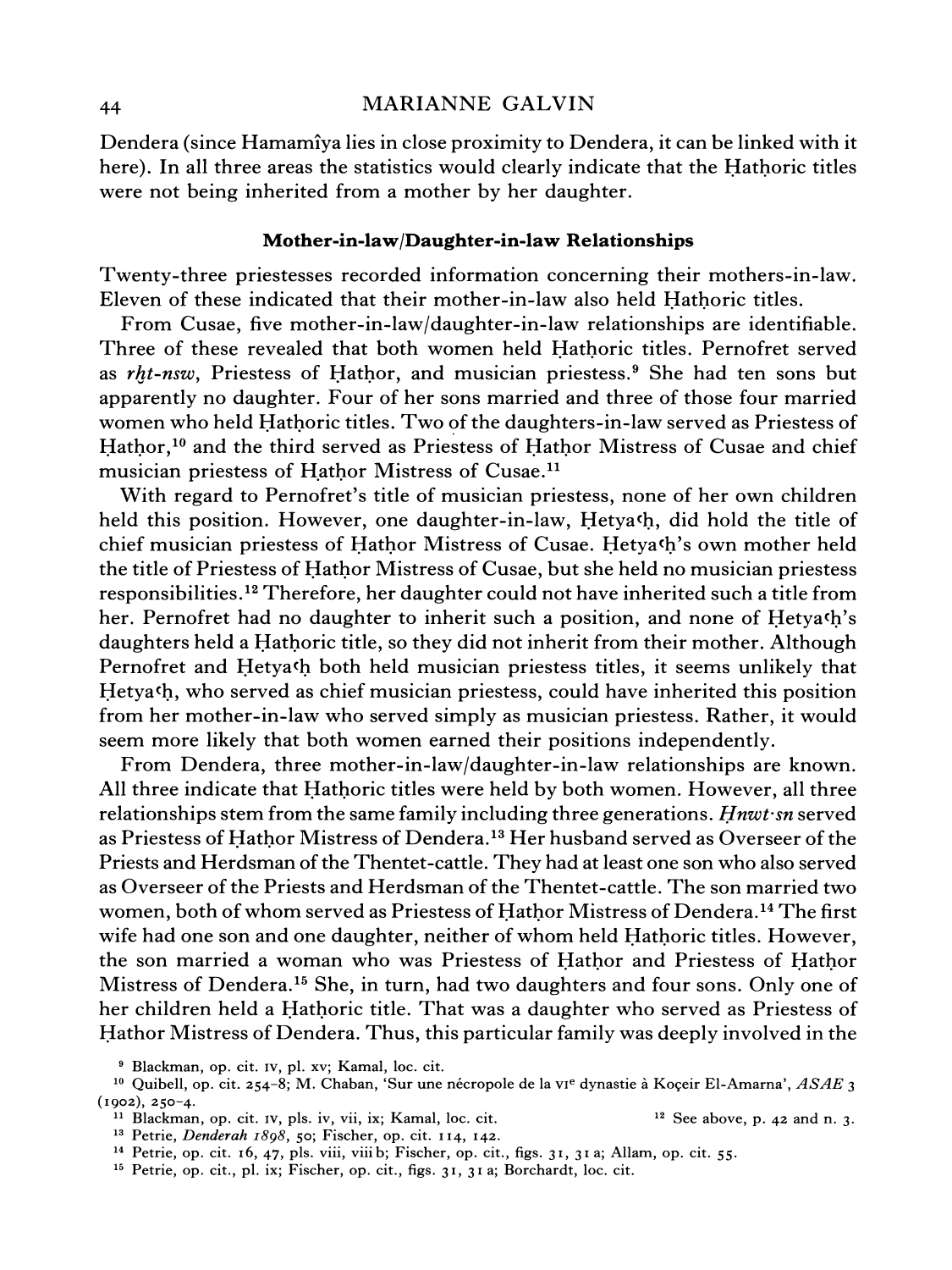Dendera (since Hamamîya lies in close proximity to Dendera, it can be linked with it here). In all three areas the statistics would clearly indicate that the Ḥatḥoric titles were not being inherited from a mother by her daughter.

**Mother-in-law/Daughter-in-law Relationships**

Twenty-three priestesses recorded information concerning their mothers-in-law. Eleven of these indicated that their mother-in-law also held Ḥatḥoric titles.

From Cusae, five mother-in-law/daughter-in-law relationships are identifiable. Three of these revealed that both women held Ḥatḥoric titles. Pernofret served as *rḫt-nsw*, Priestess of Ḥatḥor, and musician priestess.[9] She had ten sons but apparently no daughter. Four of her sons married and three of those four married women who held Ḥatḥoric titles. Two of the daughters-in-law served as Priestess of Ḥatḥor,[10] and the third served as Priestess of Ḥatḥor Mistress of Cusae and chief musician priestess of Ḥatḥor Mistress of Cusae.[11]

With regard to Pernofret's title of musician priestess, none of her own children held this position. However, one daughter-in-law, Ḥetyaʿḥ, did hold the title of chief musician priestess of Ḥatḥor Mistress of Cusae. Ḥetyaʿḥ's own mother held the title of Priestess of Ḥatḥor Mistress of Cusae, but she held no musician priestess responsibilities.[12] Therefore, her daughter could not have inherited such a title from her. Pernofret had no daughter to inherit such a position, and none of Ḥetyaʿḥ's daughters held a Ḥatḥoric title, so they did not inherit from their mother. Although Pernofret and Ḥetyaʿḥ both held musician priestess titles, it seems unlikely that Ḥetyaʿḥ, who served as chief musician priestess, could have inherited this position from her mother-in-law who served simply as musician priestess. Rather, it would seem more likely that both women earned their positions independently.

From Dendera, three mother-in-law/daughter-in-law relationships are known. All three indicate that Ḥatḥoric titles were held by both women. However, all three relationships stem from the same family including three generations. *Ḥnwt·sn* served as Priestess of Ḥatḥor Mistress of Dendera.[13] Her husband served as Overseer of the Priests and Herdsman of the Thentet-cattle. They had at least one son who also served as Overseer of the Priests and Herdsman of the Thentet-cattle. The son married two women, both of whom served as Priestess of Ḥatḥor Mistress of Dendera.[14] The first wife had one son and one daughter, neither of whom held Ḥatḥoric titles. However, the son married a woman who was Priestess of Ḥatḥor and Priestess of Ḥatḥor Mistress of Dendera.[15] She, in turn, had two daughters and four sons. Only one of her children held a Ḥatḥoric title. That was a daughter who served as Priestess of Ḥatḥor Mistress of Dendera. Thus, this particular family was deeply involved in the

---

[9] Blackman, op. cit. IV, pl. xv; Kamal, loc. cit.

[10] Quibell, op. cit. 254–8; M. Chaban, 'Sur une nécropole de la VIe dynastie à Koçeir El-Amarna', *ASAE* 3 (1902), 250–4.

[11] Blackman, op. cit. IV, pls. iv, vii, ix; Kamal, loc. cit.

[12] See above, p. 42 and n. 3.

[13] Petrie, *Denderah 1898*, 50; Fischer, op. cit. 114, 142.

[14] Petrie, op. cit. 16, 47, pls. viii, viii b; Fischer, op. cit., figs. 31, 31 a; Allam, op. cit. 55.

[15] Petrie, op. cit., pl. ix; Fischer, op. cit., figs. 31, 31 a; Borchardt, loc. cit.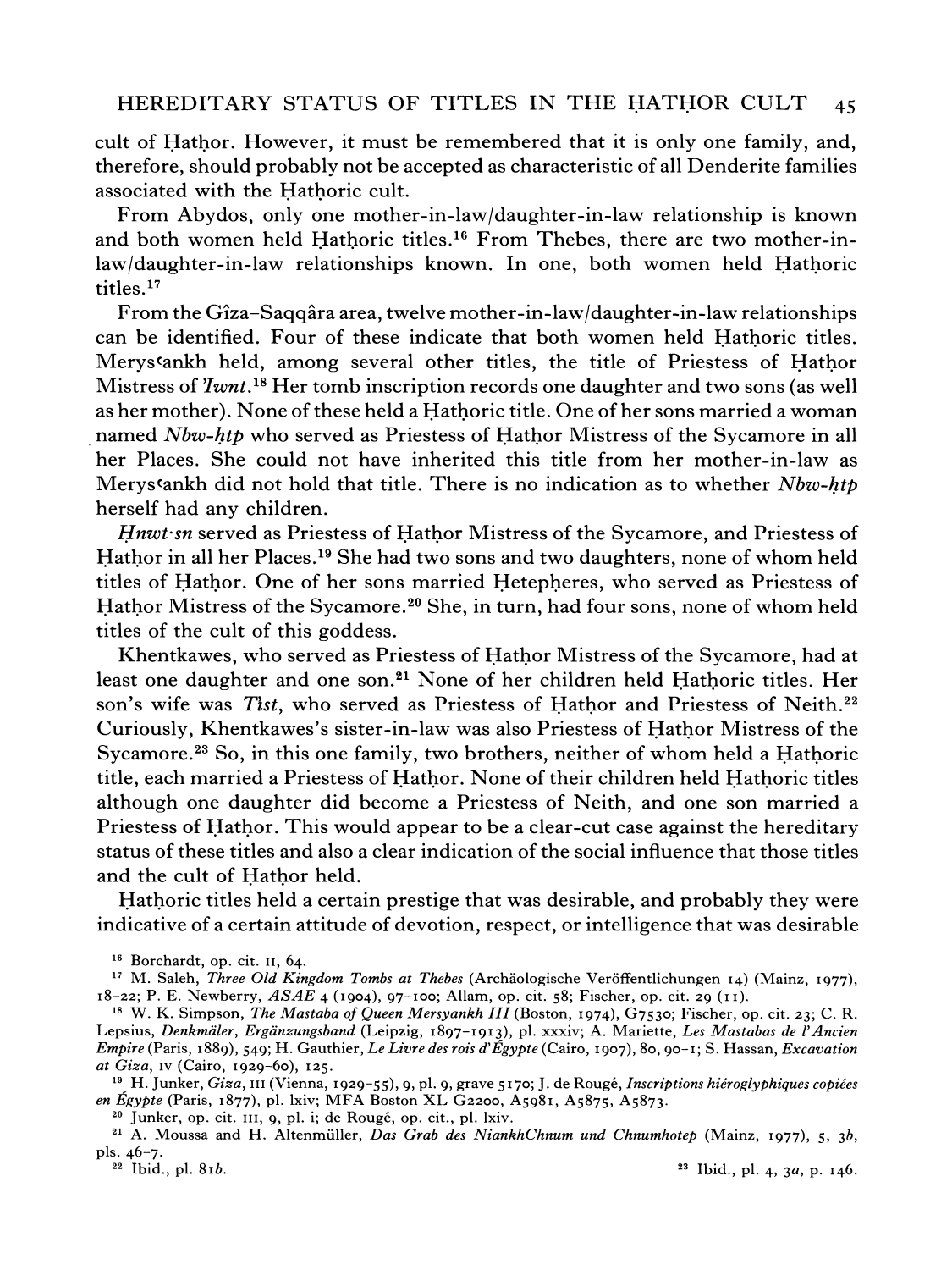cult of Ḥatḥor. However, it must be remembered that it is only one family, and, therefore, should probably not be accepted as characteristic of all Denderite families associated with the Ḥatḥoric cult.

From Abydos, only one mother-in-law/daughter-in-law relationship is known and both women held Ḥatḥoric titles.[16] From Thebes, there are two mother-in-law/daughter-in-law relationships known. In one, both women held Ḥatḥoric titles.[17]

From the Gîza–Saqqâra area, twelve mother-in-law/daughter-in-law relationships can be identified. Four of these indicate that both women held Ḥatḥoric titles. Merysʿankh held, among several other titles, the title of Priestess of Ḥatḥor Mistress of *Ỉwnt*.[18] Her tomb inscription records one daughter and two sons (as well as her mother). None of these held a Ḥatḥoric title. One of her sons married a woman named *Nbw-ḥtp* who served as Priestess of Ḥatḥor Mistress of the Sycamore in all her Places. She could not have inherited this title from her mother-in-law as Merysʿankh did not hold that title. There is no indication as to whether *Nbw-ḥtp* herself had any children.

*Ḥnwt·sn* served as Priestess of Ḥatḥor Mistress of the Sycamore, and Priestess of Ḥatḥor in all her Places.[19] She had two sons and two daughters, none of whom held titles of Ḥatḥor. One of her sons married Ḥetepḥeres, who served as Priestess of Ḥatḥor Mistress of the Sycamore.[20] She, in turn, had four sons, none of whom held titles of the cult of this goddess.

Khentkawes, who served as Priestess of Ḥatḥor Mistress of the Sycamore, had at least one daughter and one son.[21] None of her children held Ḥatḥoric titles. Her son's wife was *Tỉst*, who served as Priestess of Ḥatḥor and Priestess of Neith.[22] Curiously, Khentkawes's sister-in-law was also Priestess of Ḥatḥor Mistress of the Sycamore.[23] So, in this one family, two brothers, neither of whom held a Ḥatḥoric title, each married a Priestess of Ḥatḥor. None of their children held Ḥatḥoric titles although one daughter did become a Priestess of Neith, and one son married a Priestess of Ḥatḥor. This would appear to be a clear-cut case against the hereditary status of these titles and also a clear indication of the social influence that those titles and the cult of Ḥatḥor held.

Ḥatḥoric titles held a certain prestige that was desirable, and probably they were indicative of a certain attitude of devotion, respect, or intelligence that was desirable

---

[16] Borchardt, op. cit. II, 64.

[17] M. Saleh, *Three Old Kingdom Tombs at Thebes* (Archäologische Veröffentlichungen 14) (Mainz, 1977), 18–22; P. E. Newberry, *ASAE* 4 (1904), 97–100; Allam, op. cit. 58; Fischer, op. cit. 29 (11).

[18] W. K. Simpson, *The Mastaba of Queen Mersyankh III* (Boston, 1974), G7530; Fischer, op. cit. 23; C. R. Lepsius, *Denkmäler, Ergänzungsband* (Leipzig, 1897–1913), pl. xxxiv; A. Mariette, *Les Mastabas de l'Ancien Empire* (Paris, 1889), 549; H. Gauthier, *Le Livre des rois d'Égypte* (Cairo, 1907), 80, 90–1; S. Hassan, *Excavation at Giza*, IV (Cairo, 1929–60), 125.

[19] H. Junker, *Giza*, III (Vienna, 1929–55), 9, pl. 9, grave 5170; J. de Rougé, *Inscriptions hiéroglyphiques copiées en Égypte* (Paris, 1877), pl. lxiv; MFA Boston XL G2200, A5981, A5875, A5873.

[20] Junker, op. cit. III, 9, pl. i; de Rougé, op. cit., pl. lxiv.

[21] A. Moussa and H. Altenmüller, *Das Grab des NiankhChnum und Chnumhotep* (Mainz, 1977), 5, 3*b*, pls. 46–7.

[22] Ibid., pl. 81*b*.

[23] Ibid., pl. 4, 3*a*, p. 146.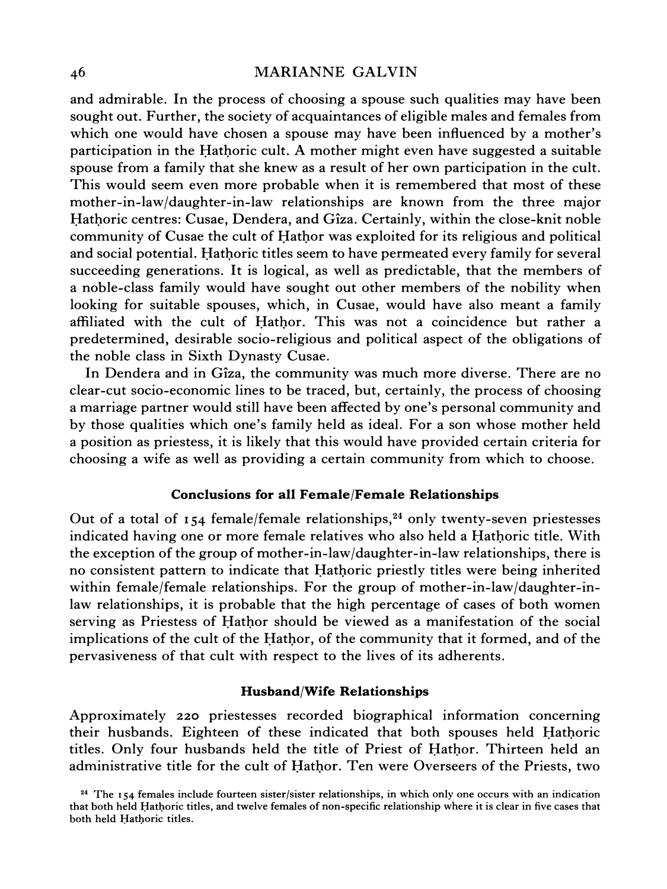and admirable. In the process of choosing a spouse such qualities may have been sought out. Further, the society of acquaintances of eligible males and females from which one would have chosen a spouse may have been influenced by a mother's participation in the Ḥatḥoric cult. A mother might even have suggested a suitable spouse from a family that she knew as a result of her own participation in the cult. This would seem even more probable when it is remembered that most of these mother-in-law/daughter-in-law relationships are known from the three major Ḥatḥoric centres: Cusae, Dendera, and Gîza. Certainly, within the close-knit noble community of Cusae the cult of Ḥatḥor was exploited for its religious and political and social potential. Ḥatḥoric titles seem to have permeated every family for several succeeding generations. It is logical, as well as predictable, that the members of a noble-class family would have sought out other members of the nobility when looking for suitable spouses, which, in Cusae, would have also meant a family affiliated with the cult of Ḥatḥor. This was not a coincidence but rather a predetermined, desirable socio-religious and political aspect of the obligations of the noble class in Sixth Dynasty Cusae.

In Dendera and in Gîza, the community was much more diverse. There are no clear-cut socio-economic lines to be traced, but, certainly, the process of choosing a marriage partner would still have been affected by one's personal community and by those qualities which one's family held as ideal. For a son whose mother held a position as priestess, it is likely that this would have provided certain criteria for choosing a wife as well as providing a certain community from which to choose.

### Conclusions for all Female/Female Relationships

Out of a total of 154 female/female relationships,[24] only twenty-seven priestesses indicated having one or more female relatives who also held a Ḥatḥoric title. With the exception of the group of mother-in-law/daughter-in-law relationships, there is no consistent pattern to indicate that Ḥatḥoric priestly titles were being inherited within female/female relationships. For the group of mother-in-law/daughter-in-law relationships, it is probable that the high percentage of cases of both women serving as Priestess of Ḥatḥor should be viewed as a manifestation of the social implications of the cult of the Ḥatḥor, of the community that it formed, and of the pervasiveness of that cult with respect to the lives of its adherents.

### Husband/Wife Relationships

Approximately 220 priestesses recorded biographical information concerning their husbands. Eighteen of these indicated that both spouses held Ḥatḥoric titles. Only four husbands held the title of Priest of Ḥatḥor. Thirteen held an administrative title for the cult of Ḥatḥor. Ten were Overseers of the Priests, two

[24] The 154 females include fourteen sister/sister relationships, in which only one occurs with an indication that both held Ḥatḥoric titles, and twelve females of non-specific relationship where it is clear in five cases that both held Ḥatḥoric titles.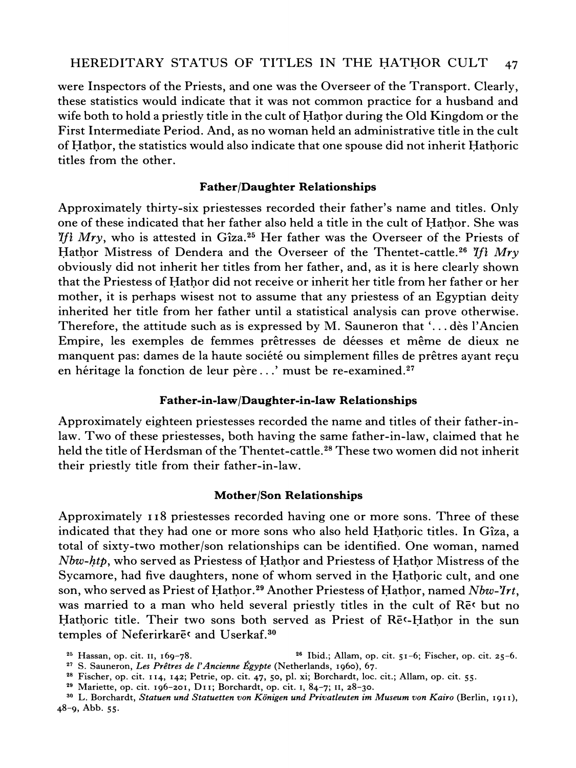were Inspectors of the Priests, and one was the Overseer of the Transport. Clearly, these statistics would indicate that it was not common practice for a husband and wife both to hold a priestly title in the cult of Ḥatḥor during the Old Kingdom or the First Intermediate Period. And, as no woman held an administrative title in the cult of Ḥatḥor, the statistics would also indicate that one spouse did not inherit Ḥatḥoric titles from the other.

### Father/Daughter Relationships

Approximately thirty-six priestesses recorded their father's name and titles. Only one of these indicated that her father also held a title in the cult of Ḥatḥor. She was *Ỉfỉ Mry*, who is attested in Gîza.[25] Her father was the Overseer of the Priests of Ḥatḥor Mistress of Dendera and the Overseer of the Thentet-cattle.[26] *Ỉfỉ Mry* obviously did not inherit her titles from her father, and, as it is here clearly shown that the Priestess of Ḥatḥor did not receive or inherit her title from her father or her mother, it is perhaps wisest not to assume that any priestess of an Egyptian deity inherited her title from her father until a statistical analysis can prove otherwise. Therefore, the attitude such as is expressed by M. Sauneron that '... dès l'Ancien Empire, les exemples de femmes prêtresses de déesses et même de dieux ne manquent pas: dames de la haute société ou simplement filles de prêtres ayant reçu en héritage la fonction de leur père ...' must be re-examined.[27]

### Father-in-law/Daughter-in-law Relationships

Approximately eighteen priestesses recorded the name and titles of their father-in-law. Two of these priestesses, both having the same father-in-law, claimed that he held the title of Herdsman of the Thentet-cattle.[28] These two women did not inherit their priestly title from their father-in-law.

### Mother/Son Relationships

Approximately 118 priestesses recorded having one or more sons. Three of these indicated that they had one or more sons who also held Ḥatḥoric titles. In Gîza, a total of sixty-two mother/son relationships can be identified. One woman, named *Nbw-ḥtp*, who served as Priestess of Ḥatḥor and Priestess of Ḥatḥor Mistress of the Sycamore, had five daughters, none of whom served in the Ḥatḥoric cult, and one son, who served as Priest of Ḥatḥor.[29] Another Priestess of Ḥatḥor, named *Nbw-Ỉrt*, was married to a man who held several priestly titles in the cult of Rēʿ but no Ḥatḥoric title. Their two sons both served as Priest of Rēʿ-Ḥatḥor in the sun temples of Neferirkarēʿ and Userkaf.[30]

[25] Hassan, op. cit. II, 169–78.

[26] Ibid.; Allam, op. cit. 51–6; Fischer, op. cit. 25–6.

[27] S. Sauneron, *Les Prêtres de l'Ancienne Égypte* (Netherlands, 1960), 67.

[28] Fischer, op. cit. 114, 142; Petrie, op. cit. 47, 50, pl. xi; Borchardt, loc. cit.; Allam, op. cit. 55.

[29] Mariette, op. cit. 196–201, D11; Borchardt, op. cit. I, 84–7; II, 28–30.

[30] L. Borchardt, *Statuen und Statuetten von Königen und Privatleuten im Museum von Kairo* (Berlin, 1911), 48–9, Abb. 55.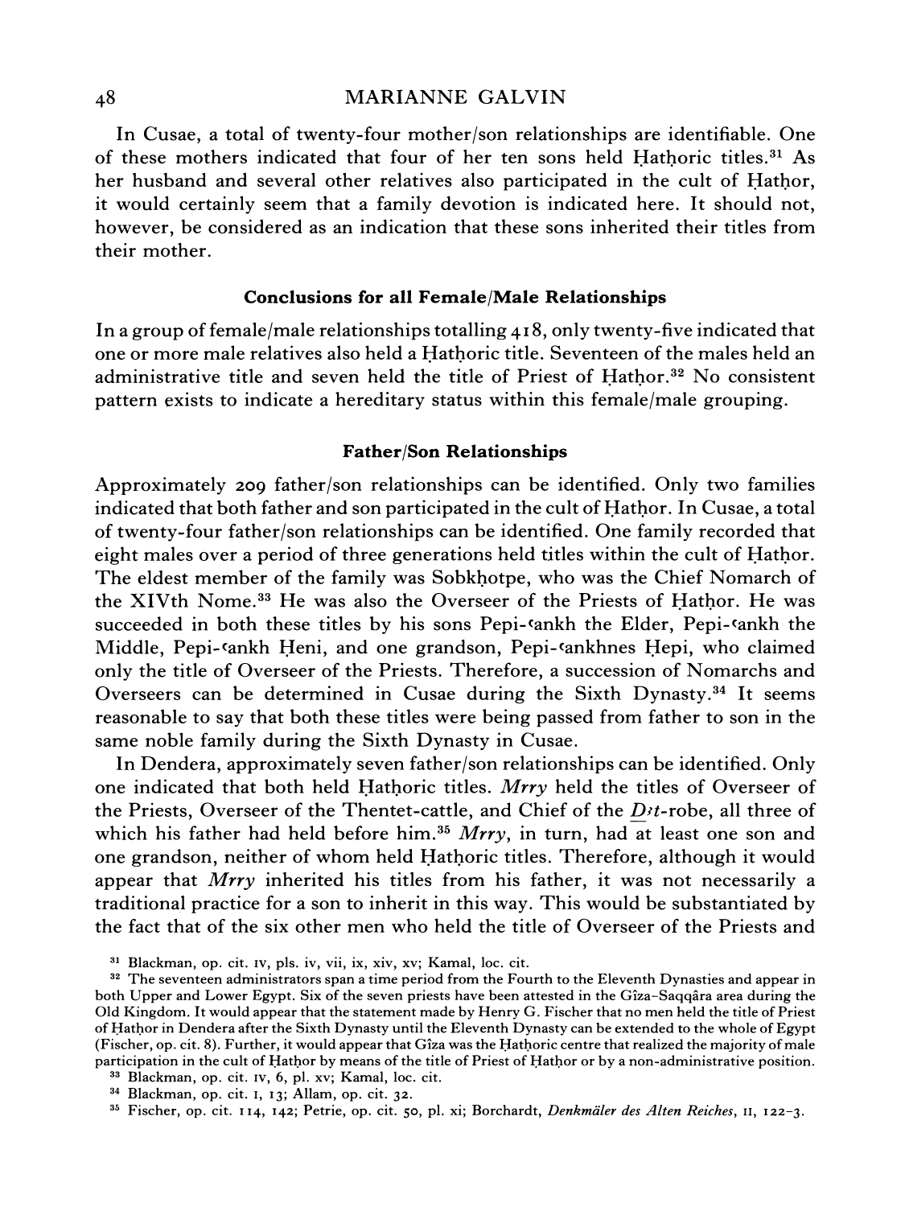In Cusae, a total of twenty-four mother/son relationships are identifiable. One of these mothers indicated that four of her ten sons held Ḥatḥoric titles.[31] As her husband and several other relatives also participated in the cult of Ḥatḥor, it would certainly seem that a family devotion is indicated here. It should not, however, be considered as an indication that these sons inherited their titles from their mother.

### Conclusions for all Female/Male Relationships

In a group of female/male relationships totalling 418, only twenty-five indicated that one or more male relatives also held a Ḥatḥoric title. Seventeen of the males held an administrative title and seven held the title of Priest of Ḥatḥor.[32] No consistent pattern exists to indicate a hereditary status within this female/male grouping.

### Father/Son Relationships

Approximately 209 father/son relationships can be identified. Only two families indicated that both father and son participated in the cult of Ḥatḥor. In Cusae, a total of twenty-four father/son relationships can be identified. One family recorded that eight males over a period of three generations held titles within the cult of Ḥatḥor. The eldest member of the family was Sobkḥotpe, who was the Chief Nomarch of the XIVth Nome.[33] He was also the Overseer of the Priests of Ḥatḥor. He was succeeded in both these titles by his sons Pepi-ʿankh the Elder, Pepi-ʿankh the Middle, Pepi-ʿankh Ḥeni, and one grandson, Pepi-ʿankhnes Ḥepi, who claimed only the title of Overseer of the Priests. Therefore, a succession of Nomarchs and Overseers can be determined in Cusae during the Sixth Dynasty.[34] It seems reasonable to say that both these titles were being passed from father to son in the same noble family during the Sixth Dynasty in Cusae.

In Dendera, approximately seven father/son relationships can be identified. Only one indicated that both held Ḥatḥoric titles. *Mrry* held the titles of Overseer of the Priests, Overseer of the Thentet-cattle, and Chief of the *D̲ꜣt*-robe, all three of which his father had held before him.[35] *Mrry*, in turn, had at least one son and one grandson, neither of whom held Ḥatḥoric titles. Therefore, although it would appear that *Mrry* inherited his titles from his father, it was not necessarily a traditional practice for a son to inherit in this way. This would be substantiated by the fact that of the six other men who held the title of Overseer of the Priests and

[31] Blackman, op. cit. IV, pls. iv, vii, ix, xiv, xv; Kamal, loc. cit.

[32] The seventeen administrators span a time period from the Fourth to the Eleventh Dynasties and appear in both Upper and Lower Egypt. Six of the seven priests have been attested in the Gîza–Saqqâra area during the Old Kingdom. It would appear that the statement made by Henry G. Fischer that no men held the title of Priest of Ḥatḥor in Dendera after the Sixth Dynasty until the Eleventh Dynasty can be extended to the whole of Egypt (Fischer, op. cit. 8). Further, it would appear that Gîza was the Ḥatḥoric centre that realized the majority of male participation in the cult of Ḥatḥor by means of the title of Priest of Ḥatḥor or by a non-administrative position.

[33] Blackman, op. cit. IV, 6, pl. xv; Kamal, loc. cit.

[34] Blackman, op. cit. I, 13; Allam, op. cit. 32.

[35] Fischer, op. cit. 114, 142; Petrie, op. cit. 50, pl. xi; Borchardt, *Denkmäler des Alten Reiches*, II, 122–3.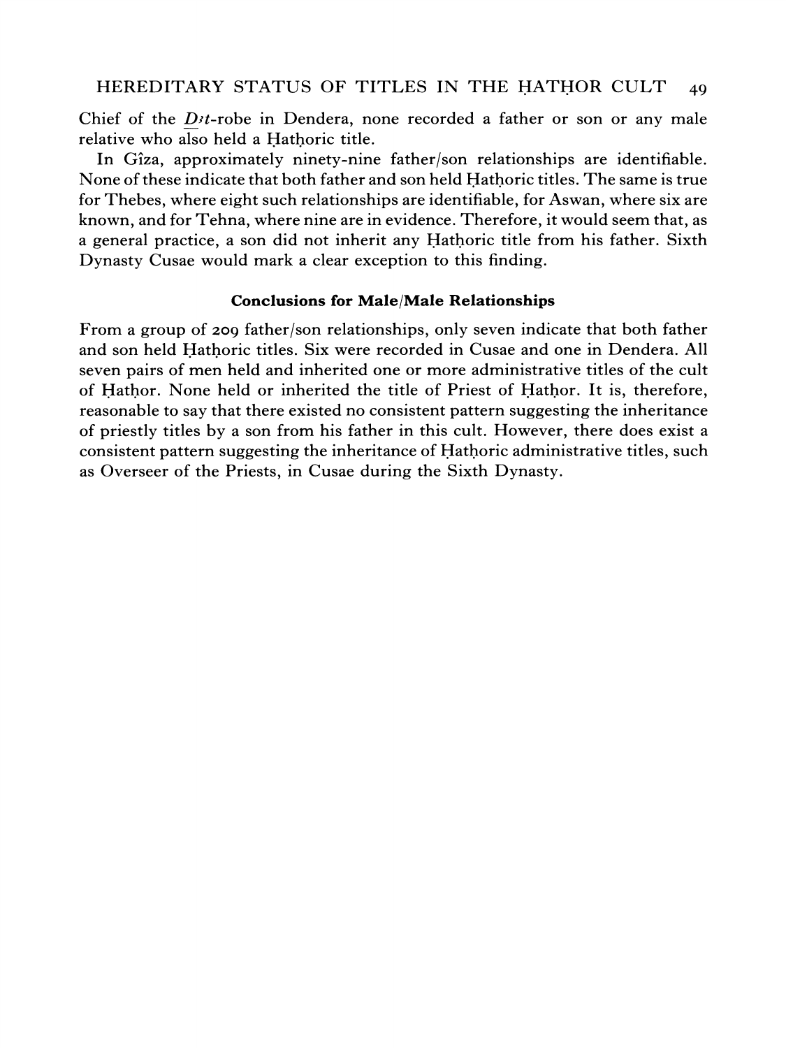Chief of the *Ḏ3t*-robe in Dendera, none recorded a father or son or any male relative who also held a Ḥatḥoric title.

In Gîza, approximately ninety-nine father/son relationships are identifiable. None of these indicate that both father and son held Ḥatḥoric titles. The same is true for Thebes, where eight such relationships are identifiable, for Aswan, where six are known, and for Tehna, where nine are in evidence. Therefore, it would seem that, as a general practice, a son did not inherit any Ḥatḥoric title from his father. Sixth Dynasty Cusae would mark a clear exception to this finding.

### Conclusions for Male/Male Relationships

From a group of 209 father/son relationships, only seven indicate that both father and son held Ḥatḥoric titles. Six were recorded in Cusae and one in Dendera. All seven pairs of men held and inherited one or more administrative titles of the cult of Ḥatḥor. None held or inherited the title of Priest of Ḥatḥor. It is, therefore, reasonable to say that there existed no consistent pattern suggesting the inheritance of priestly titles by a son from his father in this cult. However, there does exist a consistent pattern suggesting the inheritance of Ḥatḥoric administrative titles, such as Overseer of the Priests, in Cusae during the Sixth Dynasty.